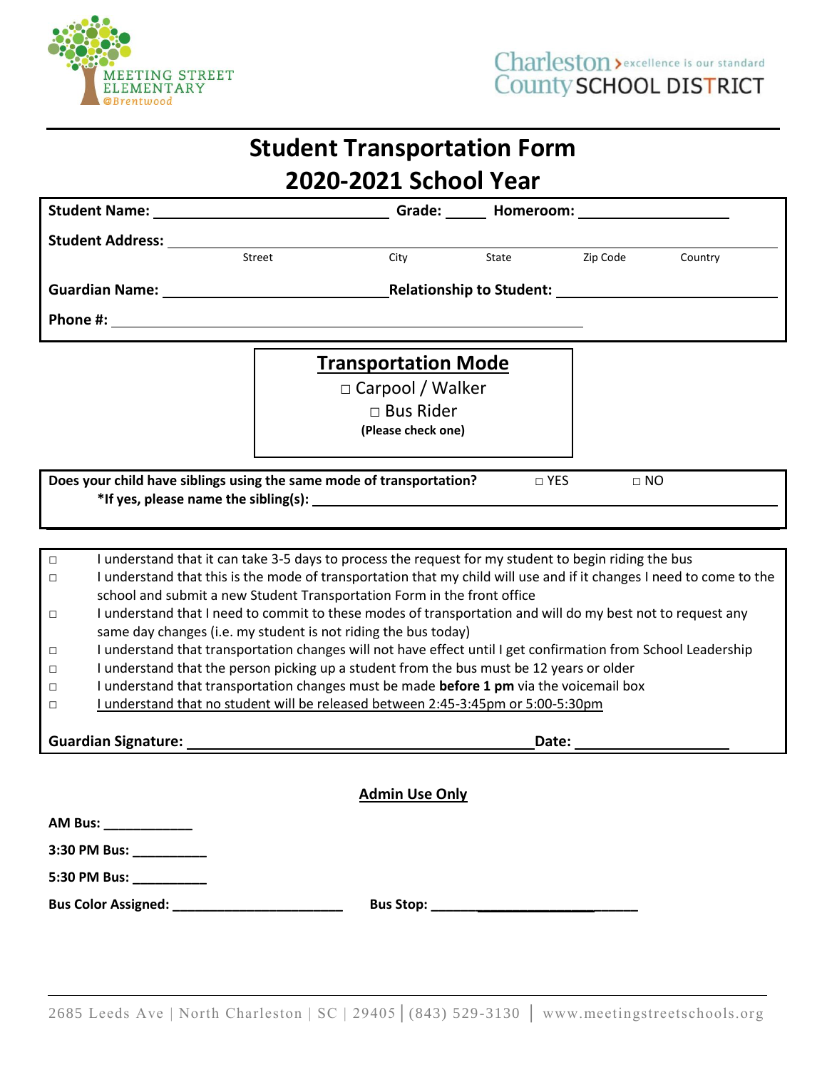MEETING STREET ELEMENTARY @Brentwood

Charleston County SCHOOL DISTRICT — excellence is our standard

# Student Transportation Form
## 2020-2021 School Year

**Student Name:** ______________________ **Grade:** _____ **Homeroom:** ________________

**Student Address:** ______________________________________________
Street City State Zip Code Country

**Guardian Name:** ______________________ **Relationship to Student:** ______________________

**Phone #:** ______________________________________________

### Transportation Mode

□ Carpool / Walker

□ Bus Rider

**(Please check one)**

**Does your child have siblings using the same mode of transportation?** □ YES □ NO

**\*If yes, please name the sibling(s):** ______________________________________________

- □ I understand that it can take 3-5 days to process the request for my student to begin riding the bus
- □ I understand that this is the mode of transportation that my child will use and if it changes I need to come to the school and submit a new Student Transportation Form in the front office
- □ I understand that I need to commit to these modes of transportation and will do my best not to request any same day changes (i.e. my student is not riding the bus today)
- □ I understand that transportation changes will not have effect until I get confirmation from School Leadership
- □ I understand that the person picking up a student from the bus must be 12 years or older
- □ I understand that transportation changes must be made **before 1 pm** via the voicemail box
- □ <u>I understand that no student will be released between 2:45-3:45pm or 5:00-5:30pm</u>

**Guardian Signature:** ______________________________ **Date:** ________________

### Admin Use Only

**AM Bus:** ____________

**3:30 PM Bus:** __________

**5:30 PM Bus:** __________

**Bus Color Assigned:** ________________________ **Bus Stop:** ________________________

2685 Leeds Ave | North Charleston | SC | 29405 | (843) 529-3130 | www.meetingstreetschools.org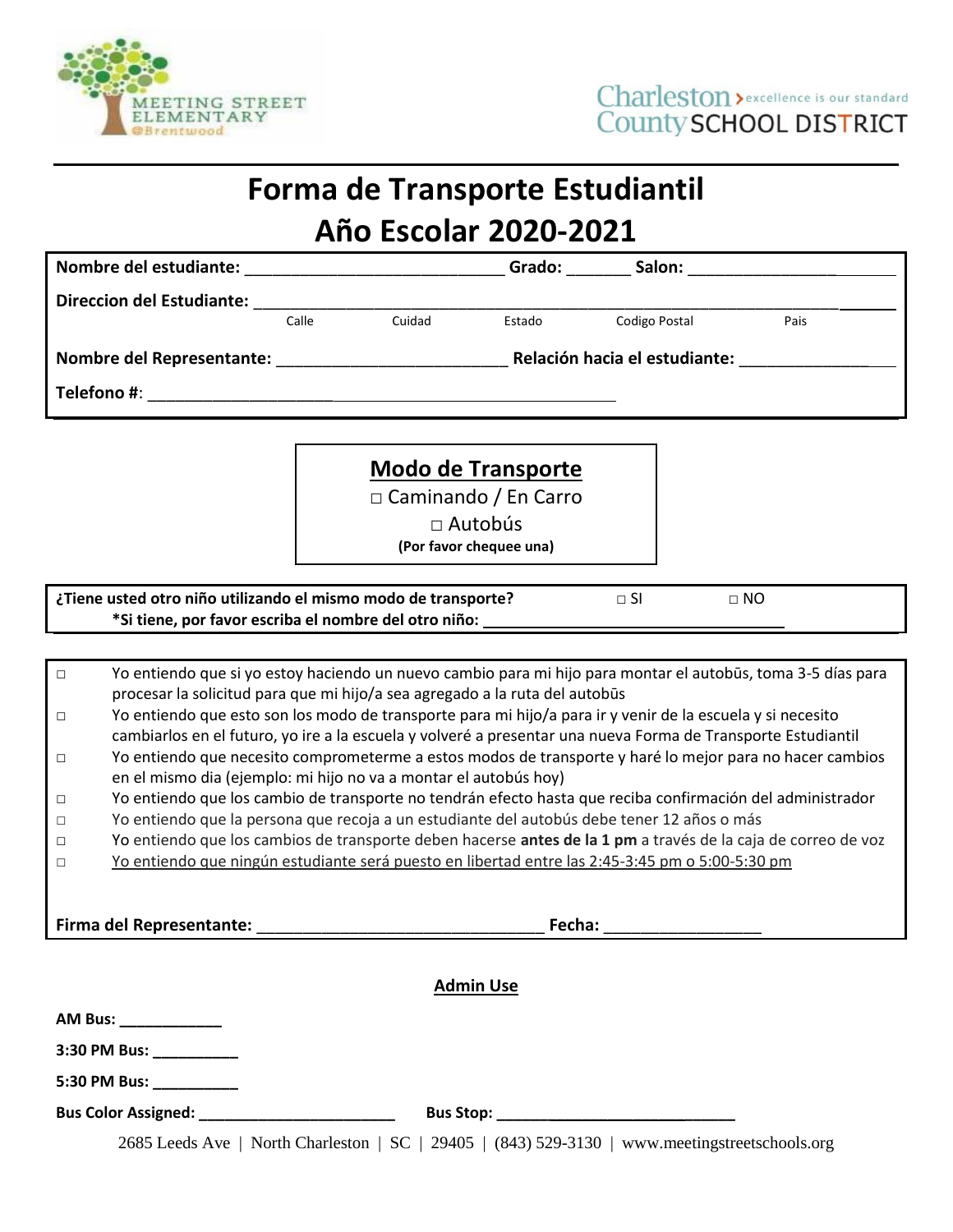MEETING STREET ELEMENTARY @Brentwood

Charleston County SCHOOL DISTRICT — excellence is our standard

# Forma de Transporte Estudiantil
# Año Escolar 2020-2021

**Nombre del estudiante:** ____________________________ **Grado:** _______ **Salon:** ________________________

**Direccion del Estudiante:** ______________________________________________________________________
Calle Cuidad Estado Codigo Postal Pais

**Nombre del Representante:** _________________________ **Relación hacia el estudiante:** ________________

**Telefono #**: ________________________________________________

## Modo de Transporte

□ Caminando / En Carro

□ Autobús

**(Por favor chequee una)**

**¿Tiene usted otro niño utilizando el mismo modo de transporte?** □ SI □ NO

**\*Si tiene, por favor escriba el nombre del otro niño:** ___________________________________

- □ Yo entiendo que si yo estoy haciendo un nuevo cambio para mi hijo para montar el autobūs, toma 3-5 días para procesar la solicitud para que mi hijo/a sea agregado a la ruta del autobūs
- □ Yo entiendo que esto son los modo de transporte para mi hijo/a para ir y venir de la escuela y si necesito cambiarlos en el futuro, yo ire a la escuela y volveré a presentar una nueva Forma de Transporte Estudiantil
- □ Yo entiendo que necesito comprometerme a estos modos de transporte y haré lo mejor para no hacer cambios en el mismo dia (ejemplo: mi hijo no va a montar el autobús hoy)
- □ Yo entiendo que los cambio de transporte no tendrán efecto hasta que reciba confirmación del administrador
- □ Yo entiendo que la persona que recoja a un estudiante del autobús debe tener 12 años o más
- □ Yo entiendo que los cambios de transporte deben hacerse **antes de la 1 pm** a través de la caja de correo de voz
- □ Yo entiendo que ningún estudiante será puesto en libertad entre las 2:45-3:45 pm o 5:00-5:30 pm

**Firma del Representante:** ________________________________ **Fecha:** _________________

## Admin Use

**AM Bus:** ____________

**3:30 PM Bus:** __________

**5:30 PM Bus:** __________

**Bus Color Assigned:** _______________________ **Bus Stop:** ____________________________

2685 Leeds Ave | North Charleston | SC | 29405 | (843) 529-3130 | www.meetingstreetschools.org